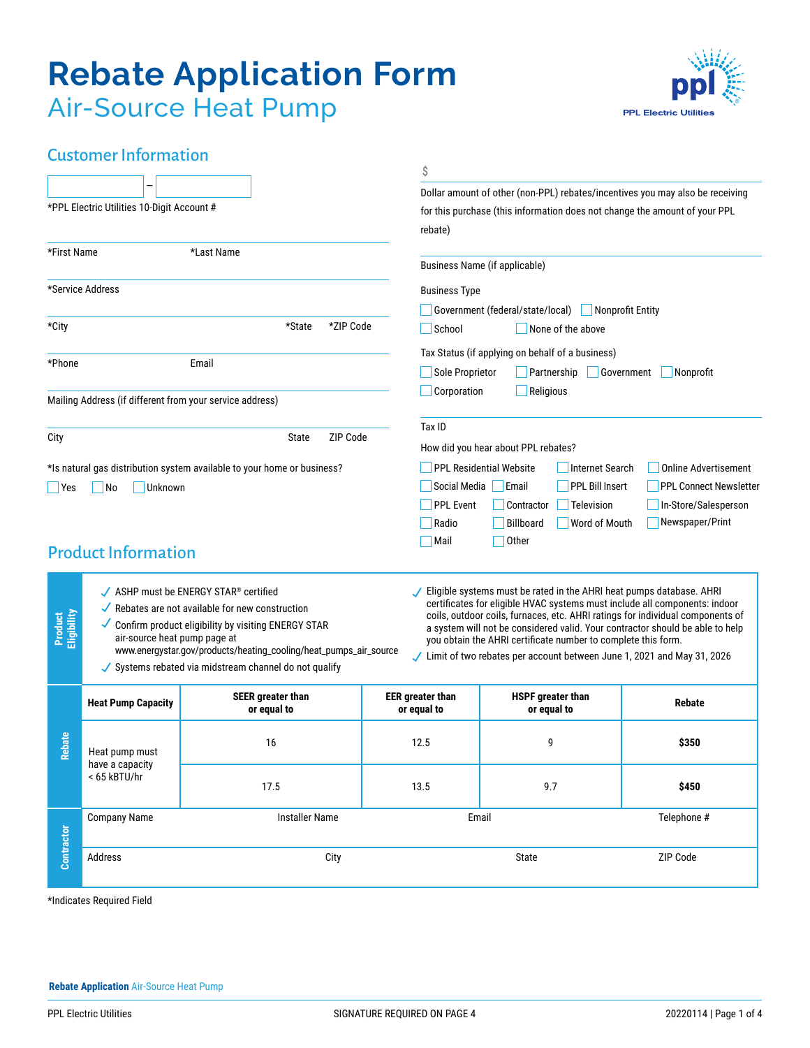# Rebate Application Form

## Air-Source Heat Pump

PPL Electric Utilities

## Customer Information

\_\_\_\_\_\_\_\_ – \_\_\_\_\_\_\_\_

*PPL Electric Utilities 10-Digit Account #

*First Name | *Last Name

*Service Address

*City | *State | *ZIP Code

*Phone | Email

Mailing Address (if different from your service address)

City | State | ZIP Code

*Is natural gas distribution system available to your home or business?

☐ Yes ☐ No ☐ Unknown

$

Dollar amount of other (non-PPL) rebates/incentives you may also be receiving for this purchase (this information does not change the amount of your PPL rebate)

Business Name (if applicable)

Business Type

☐ Government (federal/state/local) ☐ Nonprofit Entity
☐ School ☐ None of the above

Tax Status (if applying on behalf of a business)

☐ Sole Proprietor ☐ Partnership ☐ Government ☐ Nonprofit
☐ Corporation ☐ Religious

Tax ID

How did you hear about PPL rebates?

☐ PPL Residential Website ☐ Internet Search ☐ Online Advertisement
☐ Social Media ☐ Email ☐ PPL Bill Insert ☐ PPL Connect Newsletter
☐ PPL Event ☐ Contractor ☐ Television ☐ In-Store/Salesperson
☐ Radio ☐ Billboard ☐ Word of Mouth ☐ Newspaper/Print
☐ Mail ☐ Other

## Product Information

**Product Eligibility**

- ✓ ASHP must be ENERGY STAR® certified
- ✓ Rebates are not available for new construction
- ✓ Confirm product eligibility by visiting ENERGY STAR air-source heat pump page at www.energystar.gov/products/heating_cooling/heat_pumps_air_source
- ✓ Systems rebated via midstream channel do not qualify
- ✓ Eligible systems must be rated in the AHRI heat pumps database. AHRI certificates for eligible HVAC systems must include all components: indoor coils, outdoor coils, furnaces, etc. AHRI ratings for individual components of a system will not be considered valid. Your contractor should be able to help you obtain the AHRI certificate number to complete this form.
- ✓ Limit of two rebates per account between June 1, 2021 and May 31, 2026

**Rebate**

| Heat Pump Capacity | SEER greater than or equal to | EER greater than or equal to | HSPF greater than or equal to | Rebate |
|---|---|---|---|---|
| Heat pump must have a capacity < 65 kBTU/hr | 16 | 12.5 | 9 | **$350** |
| | 17.5 | 13.5 | 9.7 | **$450** |

**Contractor**

| Company Name | Installer Name | Email | Telephone # |
|---|---|---|---|
| | | | |

| Address | City | State | ZIP Code |
|---|---|---|---|
| | | | |

*Indicates Required Field

SIGNATURE REQUIRED ON PAGE 4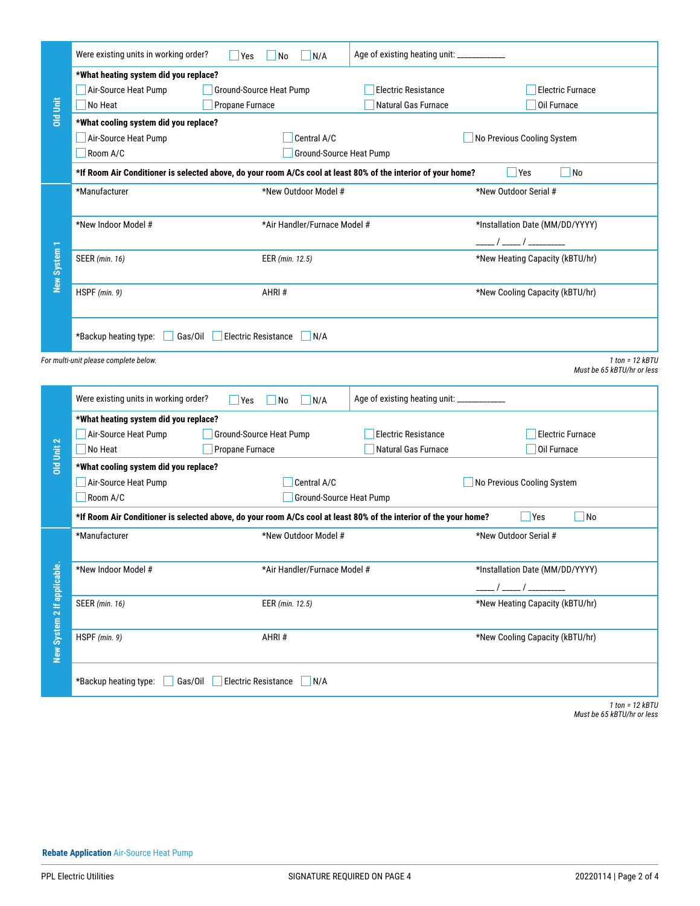## Old Unit

Were existing units in working order? ☐ Yes ☐ No ☐ N/A

Age of existing heating unit: ___________

**\*What heating system did you replace?**

☐ Air-Source Heat Pump ☐ Ground-Source Heat Pump ☐ Electric Resistance ☐ Electric Furnace
☐ No Heat ☐ Propane Furnace ☐ Natural Gas Furnace ☐ Oil Furnace

**\*What cooling system did you replace?**

☐ Air-Source Heat Pump ☐ Central A/C ☐ No Previous Cooling System
☐ Room A/C ☐ Ground-Source Heat Pump

**\*If Room Air Conditioner is selected above, do your room A/Cs cool at least 80% of the interior of your home?** ☐ Yes ☐ No

## New System 1

| \*Manufacturer | \*New Outdoor Model # | \*New Outdoor Serial # |
|---|---|---|
| \*New Indoor Model # | \*Air Handler/Furnace Model # | \*Installation Date (MM/DD/YYYY) ____ / ____ / ________ |
| SEER *(min. 16)* | EER *(min. 12.5)* | \*New Heating Capacity (kBTU/hr) |
| HSPF *(min. 9)* | AHRI # | \*New Cooling Capacity (kBTU/hr) |

\*Backup heating type: ☐ Gas/Oil ☐ Electric Resistance ☐ N/A

*For multi-unit please complete below.*

*1 ton = 12 kBTU*
*Must be 65 kBTU/hr or less*

## Old Unit 2

Were existing units in working order? ☐ Yes ☐ No ☐ N/A

Age of existing heating unit: ___________

**\*What heating system did you replace?**

☐ Air-Source Heat Pump ☐ Ground-Source Heat Pump ☐ Electric Resistance ☐ Electric Furnace
☐ No Heat ☐ Propane Furnace ☐ Natural Gas Furnace ☐ Oil Furnace

**\*What cooling system did you replace?**

☐ Air-Source Heat Pump ☐ Central A/C ☐ No Previous Cooling System
☐ Room A/C ☐ Ground-Source Heat Pump

**\*If Room Air Conditioner is selected above, do your room A/Cs cool at least 80% of the interior of the your home?** ☐ Yes ☐ No

## New System 2 If applicable.

| \*Manufacturer | \*New Outdoor Model # | \*New Outdoor Serial # |
|---|---|---|
| \*New Indoor Model # | \*Air Handler/Furnace Model # | \*Installation Date (MM/DD/YYYY) ____ / ____ / ________ |
| SEER *(min. 16)* | EER *(min. 12.5)* | \*New Heating Capacity (kBTU/hr) |
| HSPF *(min. 9)* | AHRI # | \*New Cooling Capacity (kBTU/hr) |

\*Backup heating type: ☐ Gas/Oil ☐ Electric Resistance ☐ N/A

*1 ton = 12 kBTU*
*Must be 65 kBTU/hr or less*

SIGNATURE REQUIRED ON PAGE 4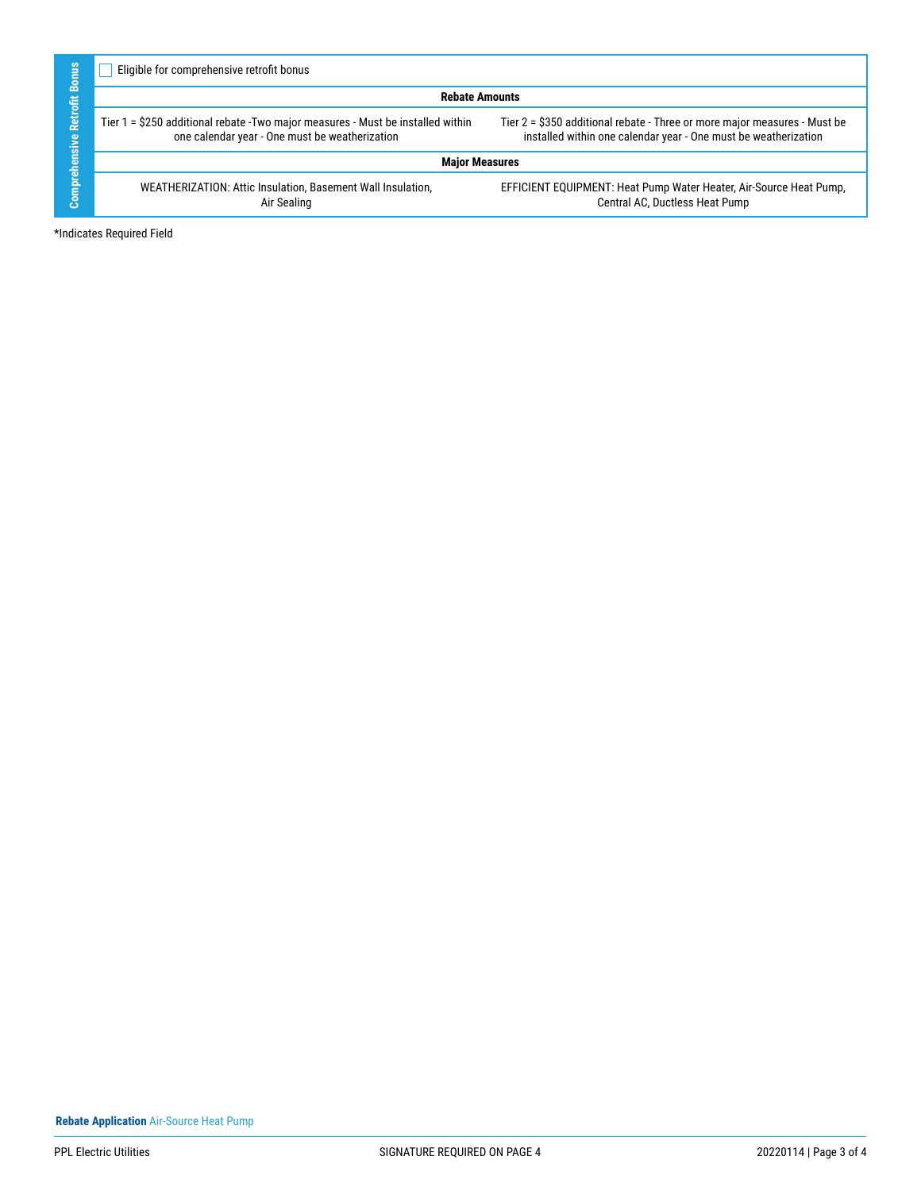## Comprehensive Retrofit Bonus

☐ Eligible for comprehensive retrofit bonus

| Rebate Amounts | |
|---|---|
| Tier 1 = $250 additional rebate -Two major measures - Must be installed within one calendar year - One must be weatherization | Tier 2 = $350 additional rebate - Three or more major measures - Must be installed within one calendar year - One must be weatherization |
| **Major Measures** | |
| WEATHERIZATION: Attic Insulation, Basement Wall Insulation, Air Sealing | EFFICIENT EQUIPMENT: Heat Pump Water Heater, Air-Source Heat Pump, Central AC, Ductless Heat Pump |

*Indicates Required Field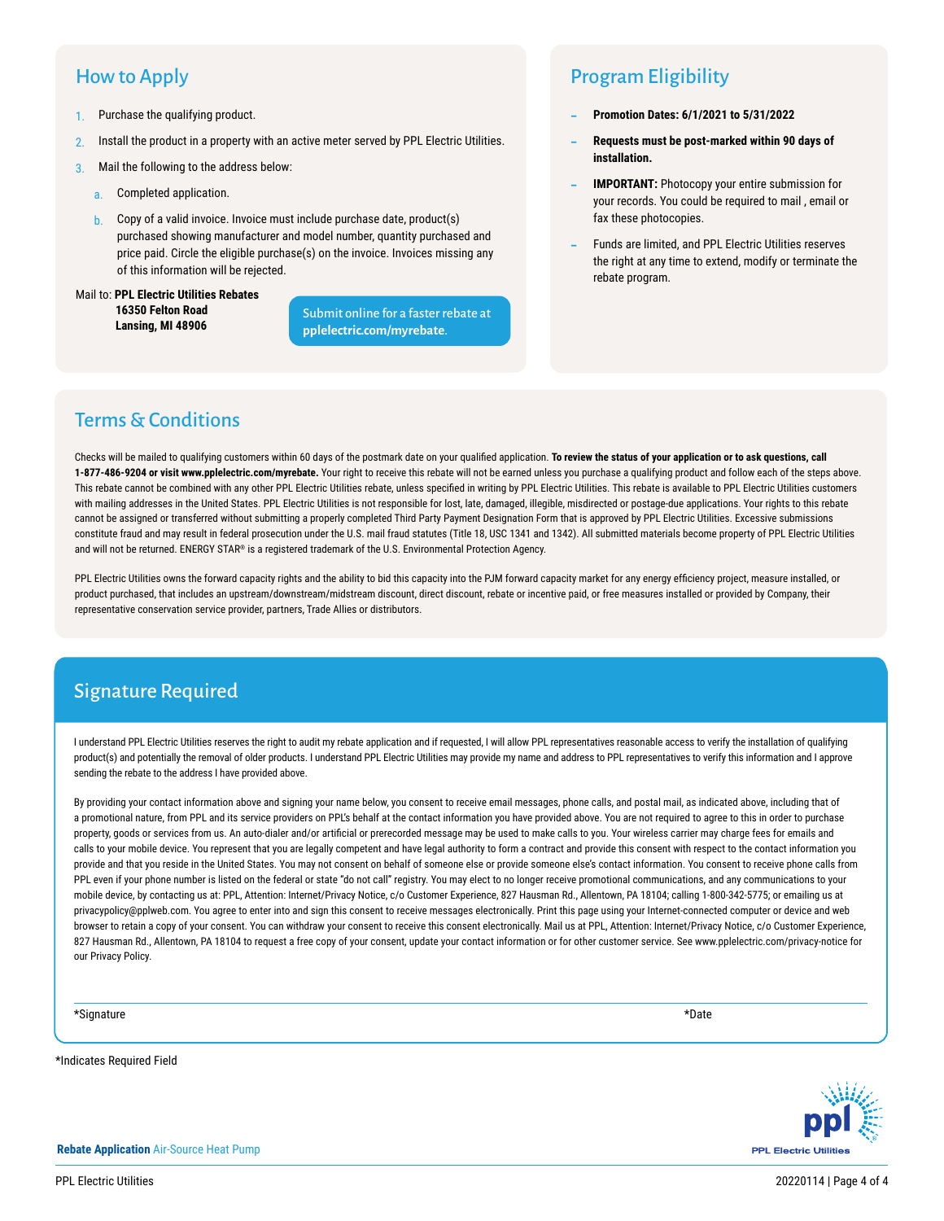## How to Apply

1. Purchase the qualifying product.
2. Install the product in a property with an active meter served by PPL Electric Utilities.
3. Mail the following to the address below:
   a. Completed application.
   b. Copy of a valid invoice. Invoice must include purchase date, product(s) purchased showing manufacturer and model number, quantity purchased and price paid. Circle the eligible purchase(s) on the invoice. Invoices missing any of this information will be rejected.

Mail to: **PPL Electric Utilities Rebates**
**16350 Felton Road**
**Lansing, MI 48906**

Submit online for a faster rebate at **pplelectric.com/myrebate**.

## Program Eligibility

- **Promotion Dates: 6/1/2021 to 5/31/2022**
- **Requests must be post-marked within 90 days of installation.**
- **IMPORTANT:** Photocopy your entire submission for your records. You could be required to mail , email or fax these photocopies.
- Funds are limited, and PPL Electric Utilities reserves the right at any time to extend, modify or terminate the rebate program.

## Terms & Conditions

Checks will be mailed to qualifying customers within 60 days of the postmark date on your qualified application. **To review the status of your application or to ask questions, call 1-877-486-9204 or visit www.pplelectric.com/myrebate.** Your right to receive this rebate will not be earned unless you purchase a qualifying product and follow each of the steps above. This rebate cannot be combined with any other PPL Electric Utilities rebate, unless specified in writing by PPL Electric Utilities. This rebate is available to PPL Electric Utilities customers with mailing addresses in the United States. PPL Electric Utilities is not responsible for lost, late, damaged, illegible, misdirected or postage-due applications. Your rights to this rebate cannot be assigned or transferred without submitting a properly completed Third Party Payment Designation Form that is approved by PPL Electric Utilities. Excessive submissions constitute fraud and may result in federal prosecution under the U.S. mail fraud statutes (Title 18, USC 1341 and 1342). All submitted materials become property of PPL Electric Utilities and will not be returned. ENERGY STAR® is a registered trademark of the U.S. Environmental Protection Agency.

PPL Electric Utilities owns the forward capacity rights and the ability to bid this capacity into the PJM forward capacity market for any energy efficiency project, measure installed, or product purchased, that includes an upstream/downstream/midstream discount, direct discount, rebate or incentive paid, or free measures installed or provided by Company, their representative conservation service provider, partners, Trade Allies or distributors.

## Signature Required

I understand PPL Electric Utilities reserves the right to audit my rebate application and if requested, I will allow PPL representatives reasonable access to verify the installation of qualifying product(s) and potentially the removal of older products. I understand PPL Electric Utilities may provide my name and address to PPL representatives to verify this information and I approve sending the rebate to the address I have provided above.

By providing your contact information above and signing your name below, you consent to receive email messages, phone calls, and postal mail, as indicated above, including that of a promotional nature, from PPL and its service providers on PPL's behalf at the contact information you have provided above. You are not required to agree to this in order to purchase property, goods or services from us. An auto-dialer and/or artificial or prerecorded message may be used to make calls to you. Your wireless carrier may charge fees for emails and calls to your mobile device. You represent that you are legally competent and have legal authority to form a contract and provide this consent with respect to the contact information you provide and that you reside in the United States. You may not consent on behalf of someone else or provide someone else's contact information. You consent to receive phone calls from PPL even if your phone number is listed on the federal or state "do not call" registry. You may elect to no longer receive promotional communications, and any communications to your mobile device, by contacting us at: PPL, Attention: Internet/Privacy Notice, c/o Customer Experience, 827 Hausman Rd., Allentown, PA 18104; calling 1-800-342-5775; or emailing us at privacypolicy@pplweb.com. You agree to enter into and sign this consent to receive messages electronically. Print this page using your Internet-connected computer or device and web browser to retain a copy of your consent. You can withdraw your consent to receive this consent electronically. Mail us at PPL, Attention: Internet/Privacy Notice, c/o Customer Experience, 827 Hausman Rd., Allentown, PA 18104 to request a free copy of your consent, update your contact information or for other customer service. See www.pplelectric.com/privacy-notice for our Privacy Policy.

*Signature *Date

*Indicates Required Field

PPL Electric Utilities

**Rebate Application** Air-Source Heat Pump